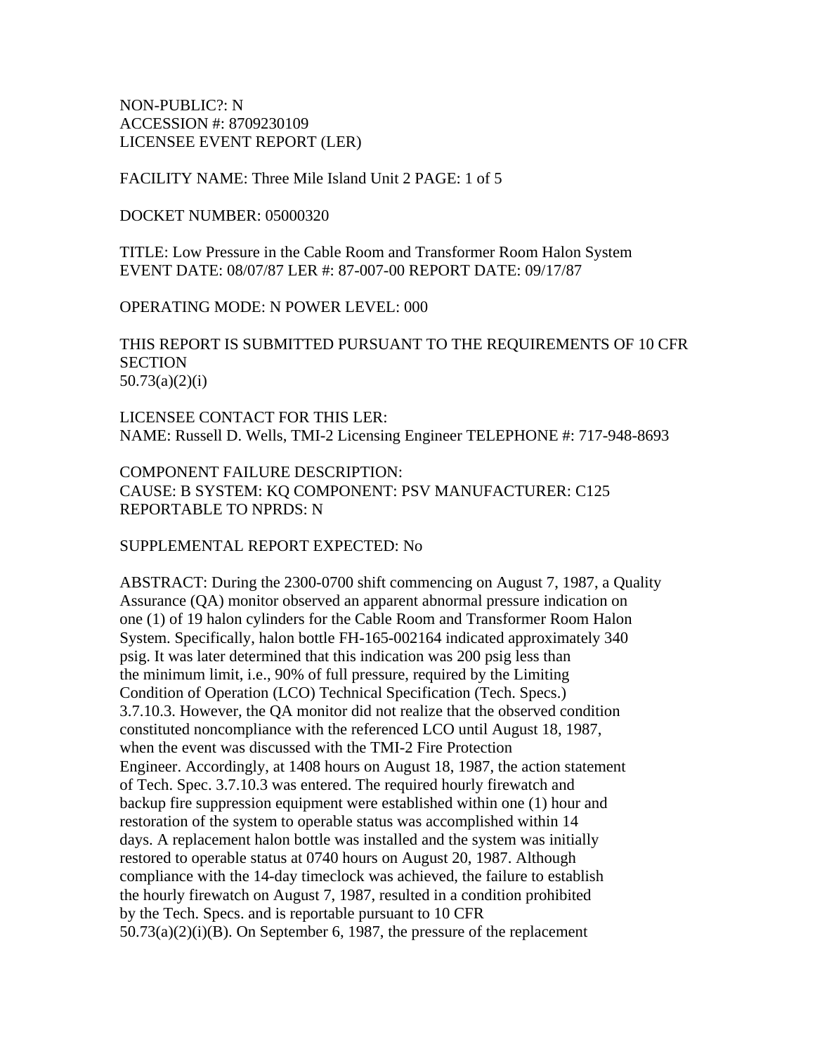NON-PUBLIC?: N
ACCESSION #: 8709230109
LICENSEE EVENT REPORT (LER)

FACILITY NAME: Three Mile Island Unit 2 PAGE: 1 of 5

DOCKET NUMBER: 05000320

TITLE: Low Pressure in the Cable Room and Transformer Room Halon System
EVENT DATE: 08/07/87 LER #: 87-007-00 REPORT DATE: 09/17/87

OPERATING MODE: N POWER LEVEL: 000

THIS REPORT IS SUBMITTED PURSUANT TO THE REQUIREMENTS OF 10 CFR SECTION
50.73(a)(2)(i)

LICENSEE CONTACT FOR THIS LER:
NAME: Russell D. Wells, TMI-2 Licensing Engineer TELEPHONE #: 717-948-8693

COMPONENT FAILURE DESCRIPTION:
CAUSE: B SYSTEM: KQ COMPONENT: PSV MANUFACTURER: C125
REPORTABLE TO NPRDS: N

SUPPLEMENTAL REPORT EXPECTED: No

ABSTRACT: During the 2300-0700 shift commencing on August 7, 1987, a Quality Assurance (QA) monitor observed an apparent abnormal pressure indication on one (1) of 19 halon cylinders for the Cable Room and Transformer Room Halon System. Specifically, halon bottle FH-165-002164 indicated approximately 340 psig. It was later determined that this indication was 200 psig less than the minimum limit, i.e., 90% of full pressure, required by the Limiting Condition of Operation (LCO) Technical Specification (Tech. Specs.) 3.7.10.3. However, the QA monitor did not realize that the observed condition constituted noncompliance with the referenced LCO until August 18, 1987, when the event was discussed with the TMI-2 Fire Protection Engineer. Accordingly, at 1408 hours on August 18, 1987, the action statement of Tech. Spec. 3.7.10.3 was entered. The required hourly firewatch and backup fire suppression equipment were established within one (1) hour and restoration of the system to operable status was accomplished within 14 days. A replacement halon bottle was installed and the system was initially restored to operable status at 0740 hours on August 20, 1987. Although compliance with the 14-day timeclock was achieved, the failure to establish the hourly firewatch on August 7, 1987, resulted in a condition prohibited by the Tech. Specs. and is reportable pursuant to 10 CFR 50.73(a)(2)(i)(B). On September 6, 1987, the pressure of the replacement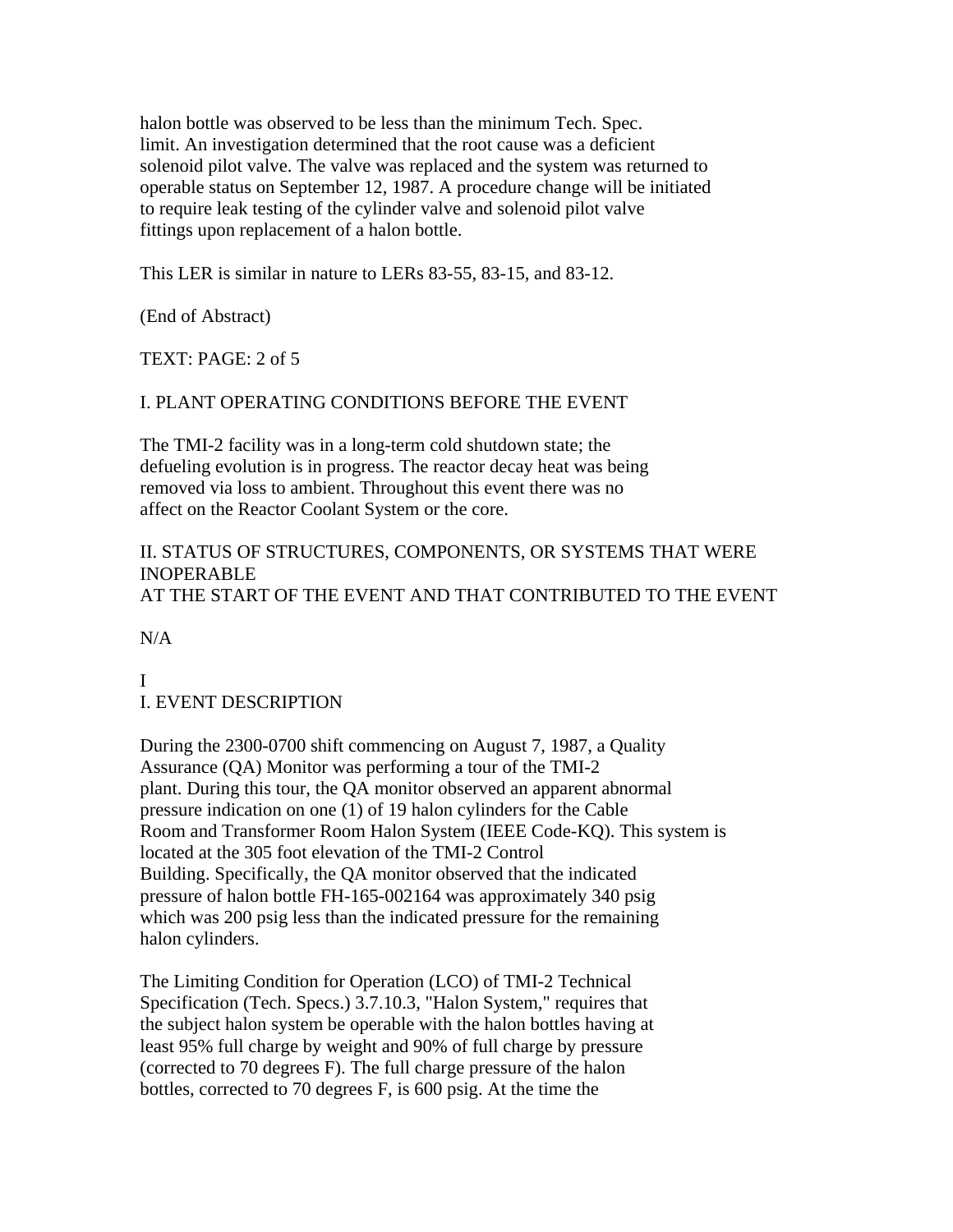halon bottle was observed to be less than the minimum Tech. Spec. limit. An investigation determined that the root cause was a deficient solenoid pilot valve. The valve was replaced and the system was returned to operable status on September 12, 1987. A procedure change will be initiated to require leak testing of the cylinder valve and solenoid pilot valve fittings upon replacement of a halon bottle.

This LER is similar in nature to LERs 83-55, 83-15, and 83-12.

(End of Abstract)

TEXT: PAGE: 2 of 5

## I. PLANT OPERATING CONDITIONS BEFORE THE EVENT

The TMI-2 facility was in a long-term cold shutdown state; the defueling evolution is in progress. The reactor decay heat was being removed via loss to ambient. Throughout this event there was no affect on the Reactor Coolant System or the core.

## II. STATUS OF STRUCTURES, COMPONENTS, OR SYSTEMS THAT WERE INOPERABLE AT THE START OF THE EVENT AND THAT CONTRIBUTED TO THE EVENT

N/A

## I
## I. EVENT DESCRIPTION

During the 2300-0700 shift commencing on August 7, 1987, a Quality Assurance (QA) Monitor was performing a tour of the TMI-2 plant. During this tour, the QA monitor observed an apparent abnormal pressure indication on one (1) of 19 halon cylinders for the Cable Room and Transformer Room Halon System (IEEE Code-KQ). This system is located at the 305 foot elevation of the TMI-2 Control Building. Specifically, the QA monitor observed that the indicated pressure of halon bottle FH-165-002164 was approximately 340 psig which was 200 psig less than the indicated pressure for the remaining halon cylinders.

The Limiting Condition for Operation (LCO) of TMI-2 Technical Specification (Tech. Specs.) 3.7.10.3, "Halon System," requires that the subject halon system be operable with the halon bottles having at least 95% full charge by weight and 90% of full charge by pressure (corrected to 70 degrees F). The full charge pressure of the halon bottles, corrected to 70 degrees F, is 600 psig. At the time the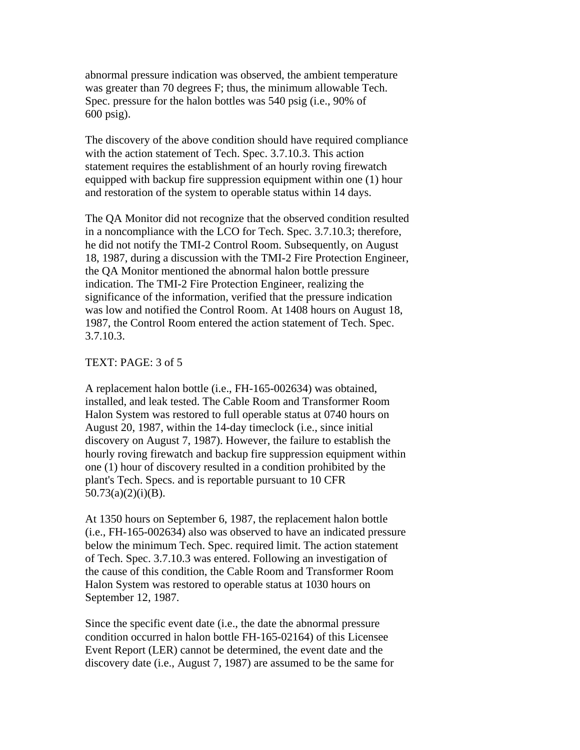abnormal pressure indication was observed, the ambient temperature was greater than 70 degrees F; thus, the minimum allowable Tech. Spec. pressure for the halon bottles was 540 psig (i.e., 90% of 600 psig).

The discovery of the above condition should have required compliance with the action statement of Tech. Spec. 3.7.10.3. This action statement requires the establishment of an hourly roving firewatch equipped with backup fire suppression equipment within one (1) hour and restoration of the system to operable status within 14 days.

The QA Monitor did not recognize that the observed condition resulted in a noncompliance with the LCO for Tech. Spec. 3.7.10.3; therefore, he did not notify the TMI-2 Control Room. Subsequently, on August 18, 1987, during a discussion with the TMI-2 Fire Protection Engineer, the QA Monitor mentioned the abnormal halon bottle pressure indication. The TMI-2 Fire Protection Engineer, realizing the significance of the information, verified that the pressure indication was low and notified the Control Room. At 1408 hours on August 18, 1987, the Control Room entered the action statement of Tech. Spec. 3.7.10.3.

TEXT: PAGE: 3 of 5

A replacement halon bottle (i.e., FH-165-002634) was obtained, installed, and leak tested. The Cable Room and Transformer Room Halon System was restored to full operable status at 0740 hours on August 20, 1987, within the 14-day timeclock (i.e., since initial discovery on August 7, 1987). However, the failure to establish the hourly roving firewatch and backup fire suppression equipment within one (1) hour of discovery resulted in a condition prohibited by the plant's Tech. Specs. and is reportable pursuant to 10 CFR 50.73(a)(2)(i)(B).

At 1350 hours on September 6, 1987, the replacement halon bottle (i.e., FH-165-002634) also was observed to have an indicated pressure below the minimum Tech. Spec. required limit. The action statement of Tech. Spec. 3.7.10.3 was entered. Following an investigation of the cause of this condition, the Cable Room and Transformer Room Halon System was restored to operable status at 1030 hours on September 12, 1987.

Since the specific event date (i.e., the date the abnormal pressure condition occurred in halon bottle FH-165-02164) of this Licensee Event Report (LER) cannot be determined, the event date and the discovery date (i.e., August 7, 1987) are assumed to be the same for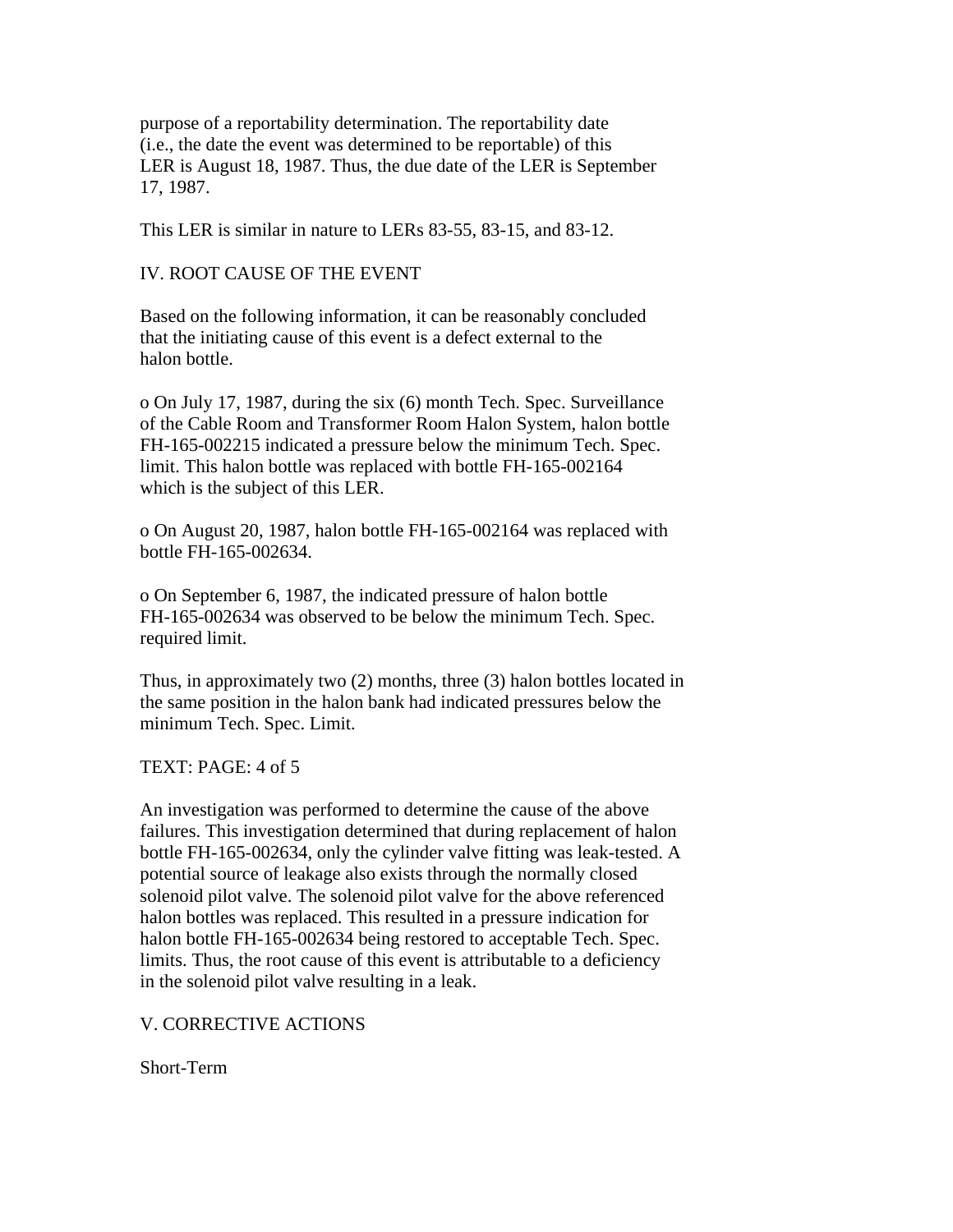purpose of a reportability determination. The reportability date (i.e., the date the event was determined to be reportable) of this LER is August 18, 1987. Thus, the due date of the LER is September 17, 1987.

This LER is similar in nature to LERs 83-55, 83-15, and 83-12.

## IV. ROOT CAUSE OF THE EVENT

Based on the following information, it can be reasonably concluded that the initiating cause of this event is a defect external to the halon bottle.

o On July 17, 1987, during the six (6) month Tech. Spec. Surveillance of the Cable Room and Transformer Room Halon System, halon bottle FH-165-002215 indicated a pressure below the minimum Tech. Spec. limit. This halon bottle was replaced with bottle FH-165-002164 which is the subject of this LER.

o On August 20, 1987, halon bottle FH-165-002164 was replaced with bottle FH-165-002634.

o On September 6, 1987, the indicated pressure of halon bottle FH-165-002634 was observed to be below the minimum Tech. Spec. required limit.

Thus, in approximately two (2) months, three (3) halon bottles located in the same position in the halon bank had indicated pressures below the minimum Tech. Spec. Limit.

TEXT: PAGE: 4 of 5

An investigation was performed to determine the cause of the above failures. This investigation determined that during replacement of halon bottle FH-165-002634, only the cylinder valve fitting was leak-tested. A potential source of leakage also exists through the normally closed solenoid pilot valve. The solenoid pilot valve for the above referenced halon bottles was replaced. This resulted in a pressure indication for halon bottle FH-165-002634 being restored to acceptable Tech. Spec. limits. Thus, the root cause of this event is attributable to a deficiency in the solenoid pilot valve resulting in a leak.

## V. CORRECTIVE ACTIONS

Short-Term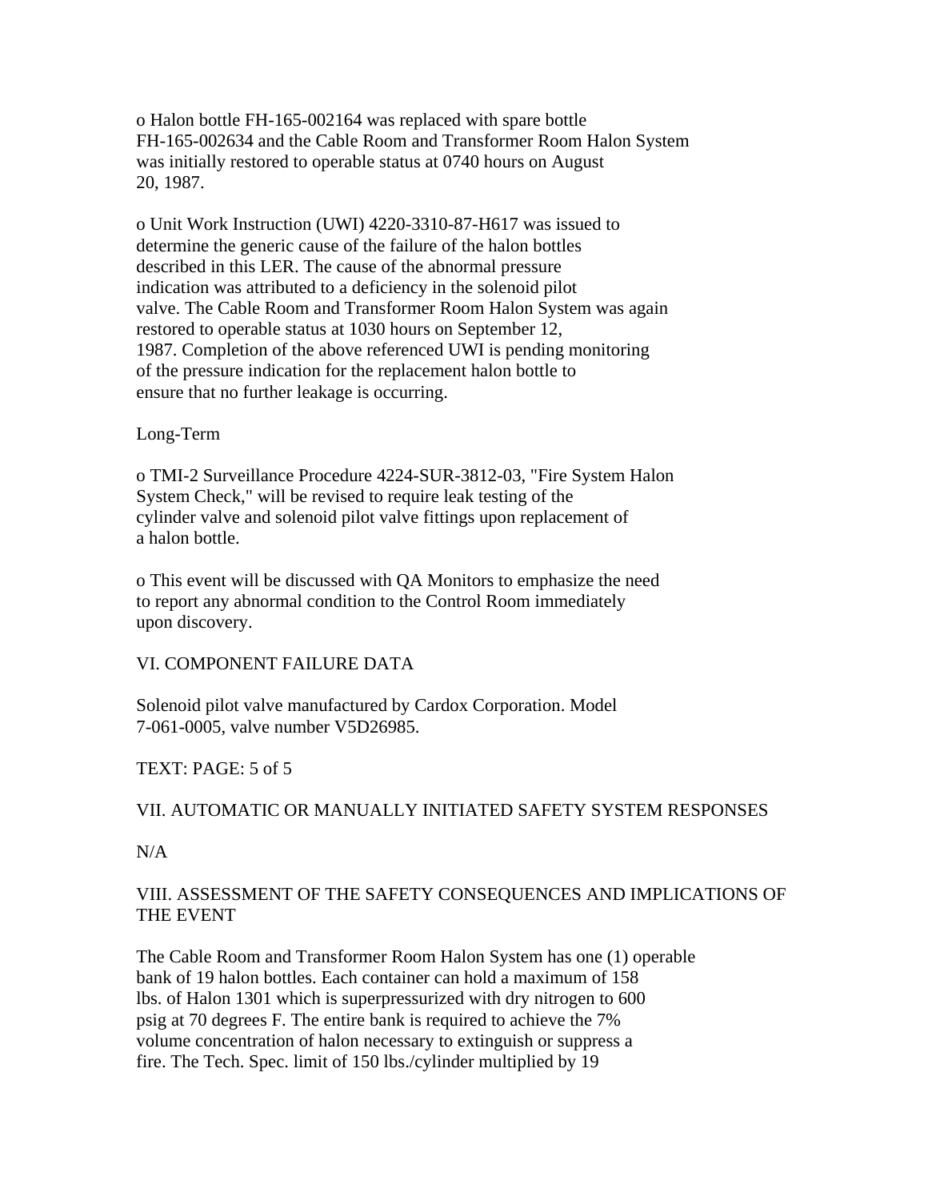o Halon bottle FH-165-002164 was replaced with spare bottle FH-165-002634 and the Cable Room and Transformer Room Halon System was initially restored to operable status at 0740 hours on August 20, 1987.

o Unit Work Instruction (UWI) 4220-3310-87-H617 was issued to determine the generic cause of the failure of the halon bottles described in this LER. The cause of the abnormal pressure indication was attributed to a deficiency in the solenoid pilot valve. The Cable Room and Transformer Room Halon System was again restored to operable status at 1030 hours on September 12, 1987. Completion of the above referenced UWI is pending monitoring of the pressure indication for the replacement halon bottle to ensure that no further leakage is occurring.

Long-Term

o TMI-2 Surveillance Procedure 4224-SUR-3812-03, "Fire System Halon System Check," will be revised to require leak testing of the cylinder valve and solenoid pilot valve fittings upon replacement of a halon bottle.

o This event will be discussed with QA Monitors to emphasize the need to report any abnormal condition to the Control Room immediately upon discovery.

## VI. COMPONENT FAILURE DATA

Solenoid pilot valve manufactured by Cardox Corporation. Model 7-061-0005, valve number V5D26985.

TEXT: PAGE: 5 of 5

## VII. AUTOMATIC OR MANUALLY INITIATED SAFETY SYSTEM RESPONSES

N/A

## VIII. ASSESSMENT OF THE SAFETY CONSEQUENCES AND IMPLICATIONS OF THE EVENT

The Cable Room and Transformer Room Halon System has one (1) operable bank of 19 halon bottles. Each container can hold a maximum of 158 lbs. of Halon 1301 which is superpressurized with dry nitrogen to 600 psig at 70 degrees F. The entire bank is required to achieve the 7% volume concentration of halon necessary to extinguish or suppress a fire. The Tech. Spec. limit of 150 lbs./cylinder multiplied by 19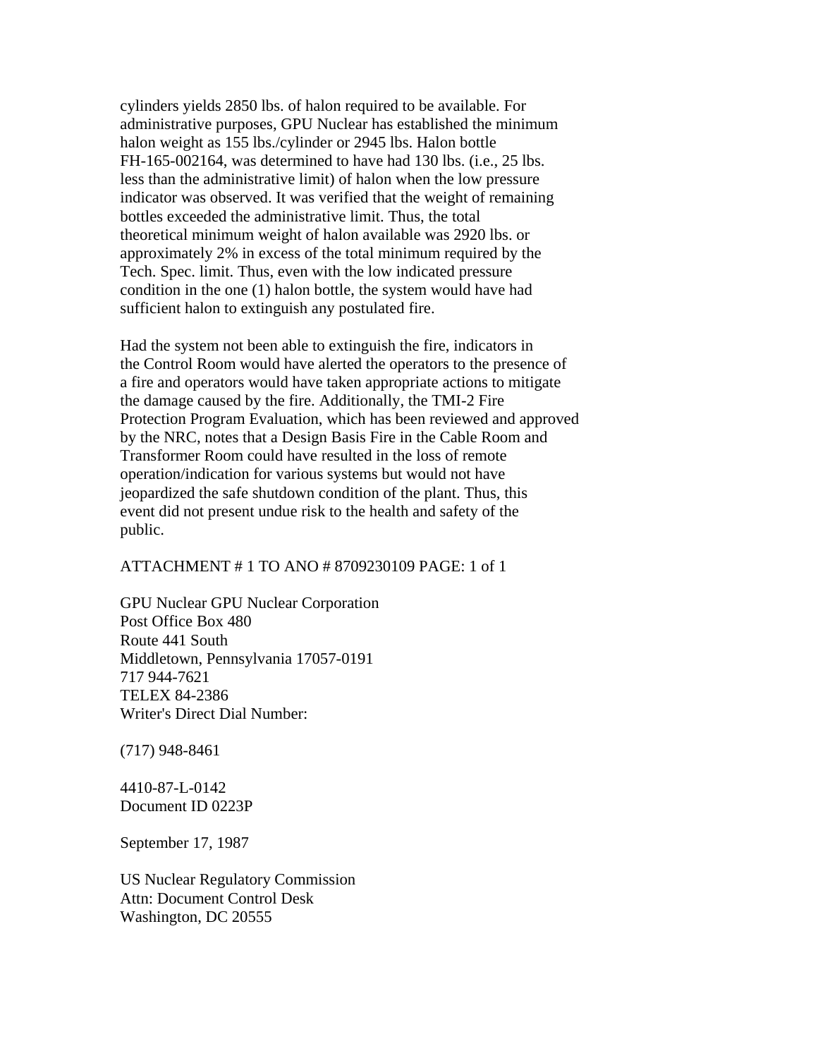cylinders yields 2850 lbs. of halon required to be available. For administrative purposes, GPU Nuclear has established the minimum halon weight as 155 lbs./cylinder or 2945 lbs. Halon bottle FH-165-002164, was determined to have had 130 lbs. (i.e., 25 lbs. less than the administrative limit) of halon when the low pressure indicator was observed. It was verified that the weight of remaining bottles exceeded the administrative limit. Thus, the total theoretical minimum weight of halon available was 2920 lbs. or approximately 2% in excess of the total minimum required by the Tech. Spec. limit. Thus, even with the low indicated pressure condition in the one (1) halon bottle, the system would have had sufficient halon to extinguish any postulated fire.

Had the system not been able to extinguish the fire, indicators in the Control Room would have alerted the operators to the presence of a fire and operators would have taken appropriate actions to mitigate the damage caused by the fire. Additionally, the TMI-2 Fire Protection Program Evaluation, which has been reviewed and approved by the NRC, notes that a Design Basis Fire in the Cable Room and Transformer Room could have resulted in the loss of remote operation/indication for various systems but would not have jeopardized the safe shutdown condition of the plant. Thus, this event did not present undue risk to the health and safety of the public.

ATTACHMENT # 1 TO ANO # 8709230109 PAGE: 1 of 1

GPU Nuclear GPU Nuclear Corporation
Post Office Box 480
Route 441 South
Middletown, Pennsylvania 17057-0191
717 944-7621
TELEX 84-2386
Writer's Direct Dial Number:

(717) 948-8461

4410-87-L-0142
Document ID 0223P

September 17, 1987

US Nuclear Regulatory Commission
Attn: Document Control Desk
Washington, DC 20555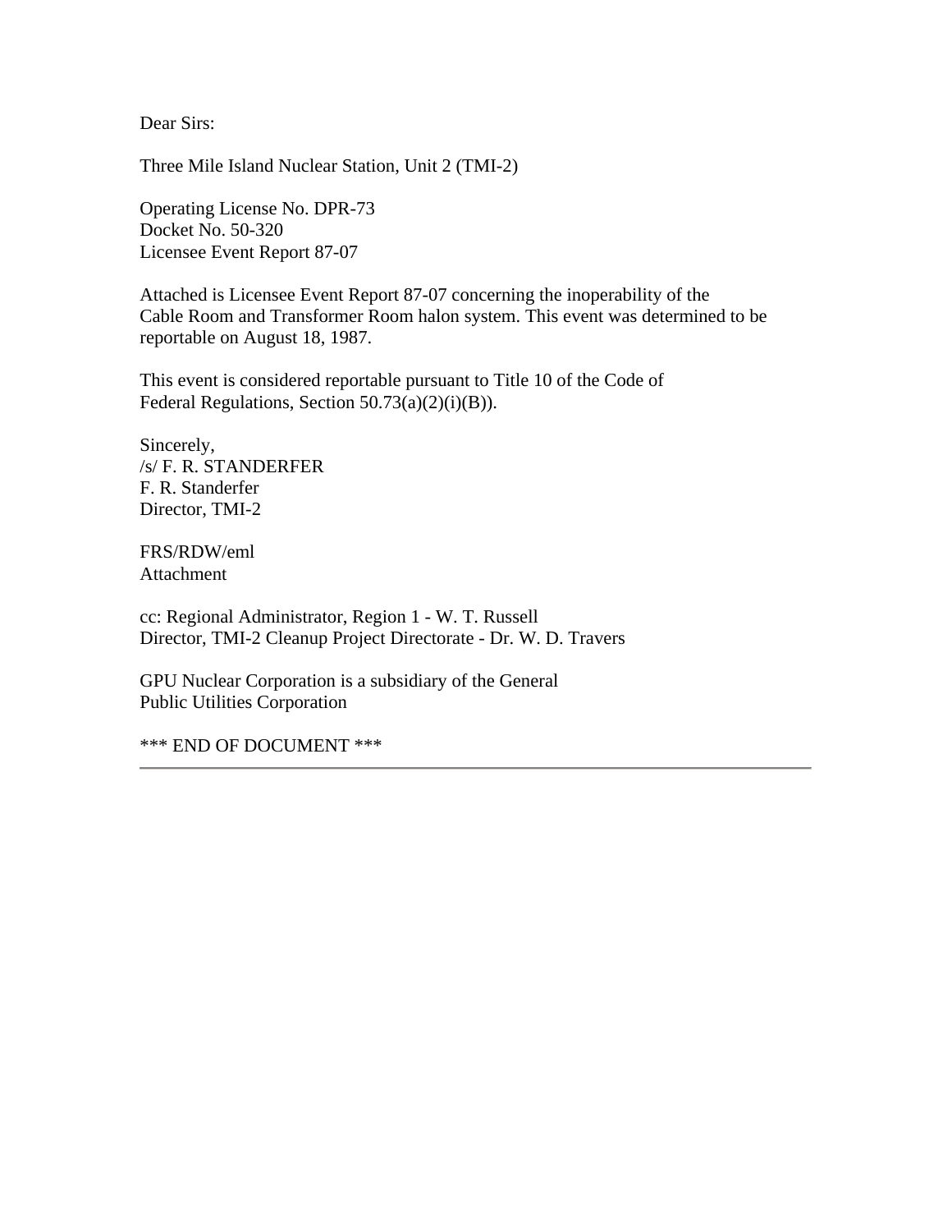Dear Sirs:

Three Mile Island Nuclear Station, Unit 2 (TMI-2)

Operating License No. DPR-73
Docket No. 50-320
Licensee Event Report 87-07

Attached is Licensee Event Report 87-07 concerning the inoperability of the Cable Room and Transformer Room halon system. This event was determined to be reportable on August 18, 1987.

This event is considered reportable pursuant to Title 10 of the Code of Federal Regulations, Section 50.73(a)(2)(i)(B)).

Sincerely,
/s/ F. R. STANDERFER
F. R. Standerfer
Director, TMI-2

FRS/RDW/eml
Attachment

cc: Regional Administrator, Region 1 - W. T. Russell
Director, TMI-2 Cleanup Project Directorate - Dr. W. D. Travers

GPU Nuclear Corporation is a subsidiary of the General Public Utilities Corporation

*** END OF DOCUMENT ***

---